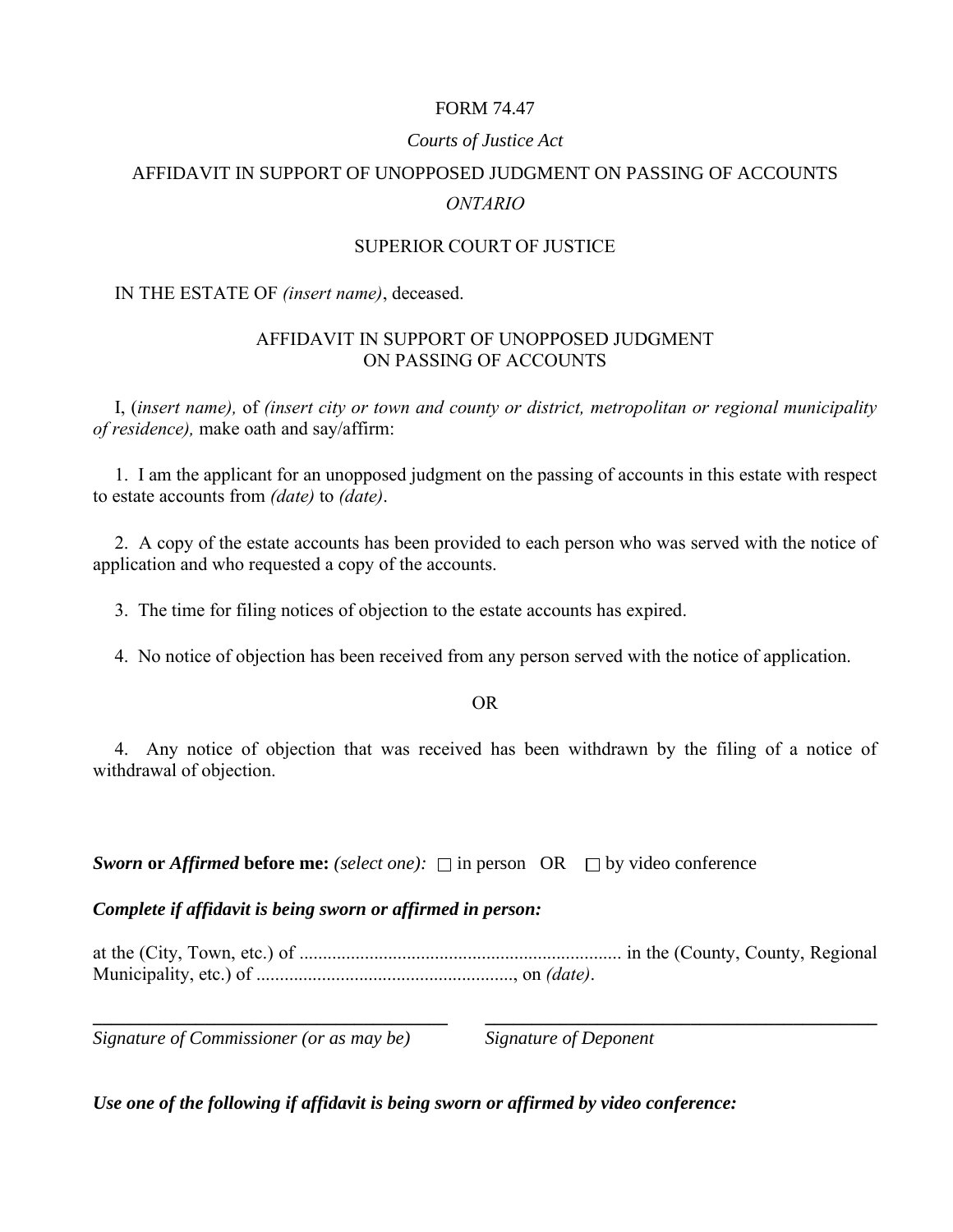FORM 74.47

*Courts of Justice Act*

AFFIDAVIT IN SUPPORT OF UNOPPOSED JUDGMENT ON PASSING OF ACCOUNTS

*ONTARIO*

SUPERIOR COURT OF JUSTICE

IN THE ESTATE OF *(insert name)*, deceased.

AFFIDAVIT IN SUPPORT OF UNOPPOSED JUDGMENT
ON PASSING OF ACCOUNTS

I, (*insert name),* of *(insert city or town and county or district, metropolitan or regional municipality of residence),* make oath and say/affirm:

1. I am the applicant for an unopposed judgment on the passing of accounts in this estate with respect to estate accounts from *(date)* to *(date)*.

2. A copy of the estate accounts has been provided to each person who was served with the notice of application and who requested a copy of the accounts.

3. The time for filing notices of objection to the estate accounts has expired.

4. No notice of objection has been received from any person served with the notice of application.

OR

4. Any notice of objection that was received has been withdrawn by the filing of a notice of withdrawal of objection.

***Sworn* or *Affirmed* before me:** *(select one):* ☐ in person OR ☐ by video conference

***Complete if affidavit is being sworn or affirmed in person:***

at the (City, Town, etc.) of ..................................................................... in the (County, County, Regional Municipality, etc.) of ......................................................., on *(date)*.

| ________________________________________ | ________________________________________ |
|---|---|
| *Signature of Commissioner (or as may be)* | *Signature of Deponent* |

***Use one of the following if affidavit is being sworn or affirmed by video conference:***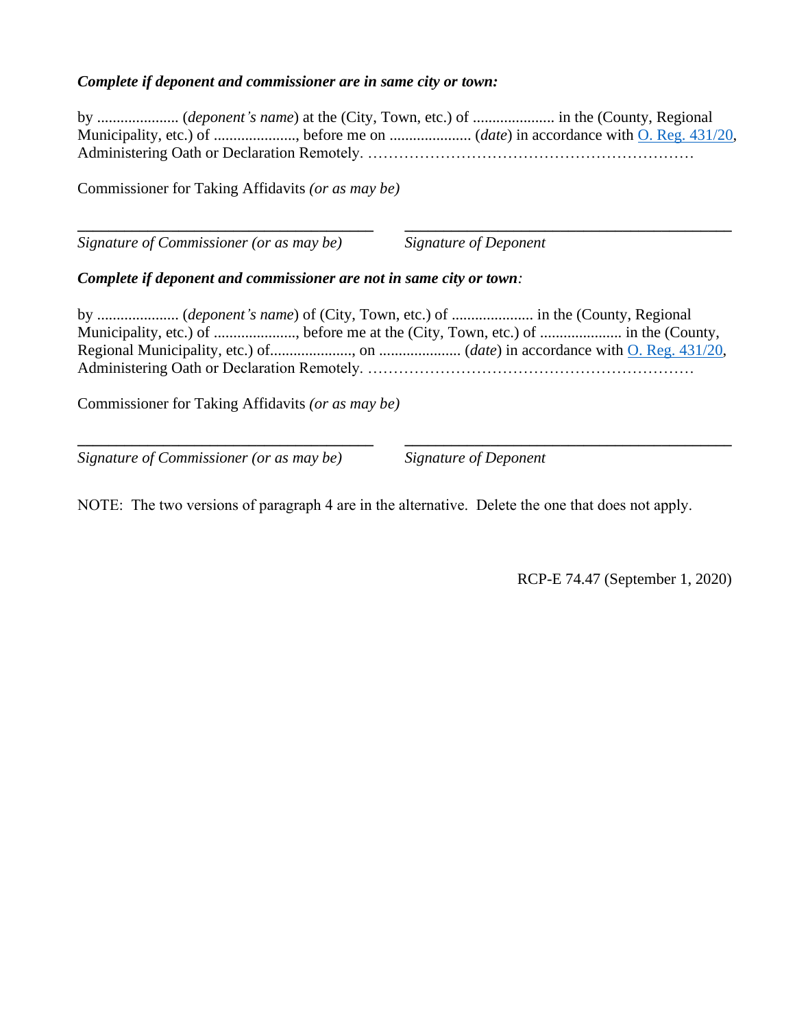***Complete if deponent and commissioner are in same city or town:***

by ..................... (*deponent's name*) at the (City, Town, etc.) of ..................... in the (County, Regional Municipality, etc.) of ....................., before me on ..................... (*date*) in accordance with O. Reg. 431/20, Administering Oath or Declaration Remotely. ……………………………………………………

Commissioner for Taking Affidavits *(or as may be)*

| | |
|---|---|
| ______________________________ | ______________________________ |
| *Signature of Commissioner (or as may be)* | *Signature of Deponent* |

***Complete if deponent and commissioner are not in same city or town:***

by ..................... (*deponent's name*) of (City, Town, etc.) of ..................... in the (County, Regional Municipality, etc.) of ....................., before me at the (City, Town, etc.) of ..................... in the (County, Regional Municipality, etc.) of....................., on ..................... (*date*) in accordance with O. Reg. 431/20, Administering Oath or Declaration Remotely. ……………………………………………………

Commissioner for Taking Affidavits *(or as may be)*

| | |
|---|---|
| ______________________________ | ______________________________ |
| *Signature of Commissioner (or as may be)* | *Signature of Deponent* |

NOTE: The two versions of paragraph 4 are in the alternative. Delete the one that does not apply.

RCP-E 74.47 (September 1, 2020)